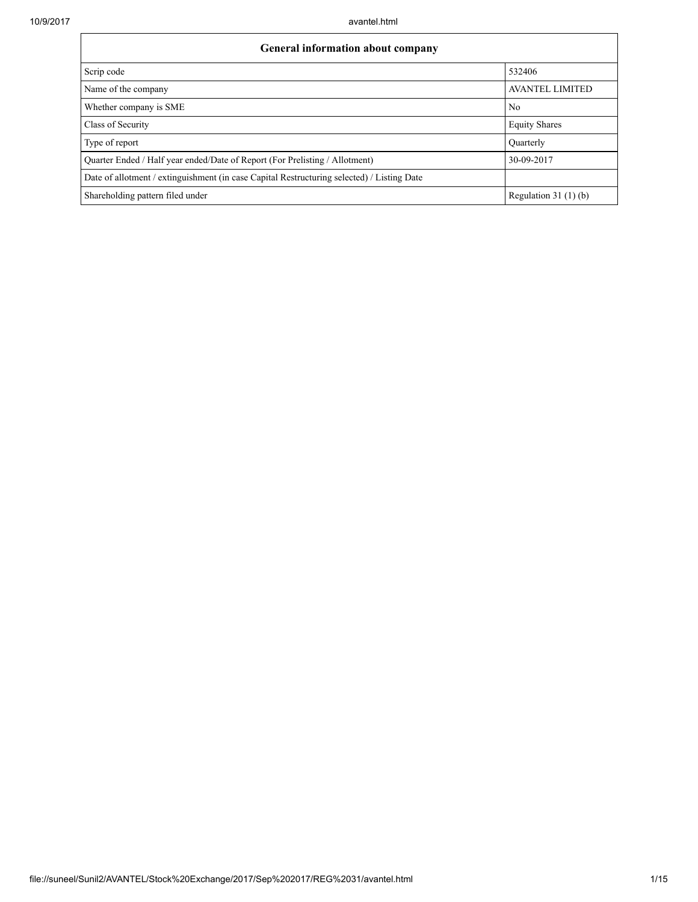| General information about company | |
|---|---|
| Scrip code | 532406 |
| Name of the company | AVANTEL LIMITED |
| Whether company is SME | No |
| Class of Security | Equity Shares |
| Type of report | Quarterly |
| Quarter Ended / Half year ended/Date of Report (For Prelisting / Allotment) | 30-09-2017 |
| Date of allotment / extinguishment (in case Capital Restructuring selected) / Listing Date | |
| Shareholding pattern filed under | Regulation 31 (1) (b) |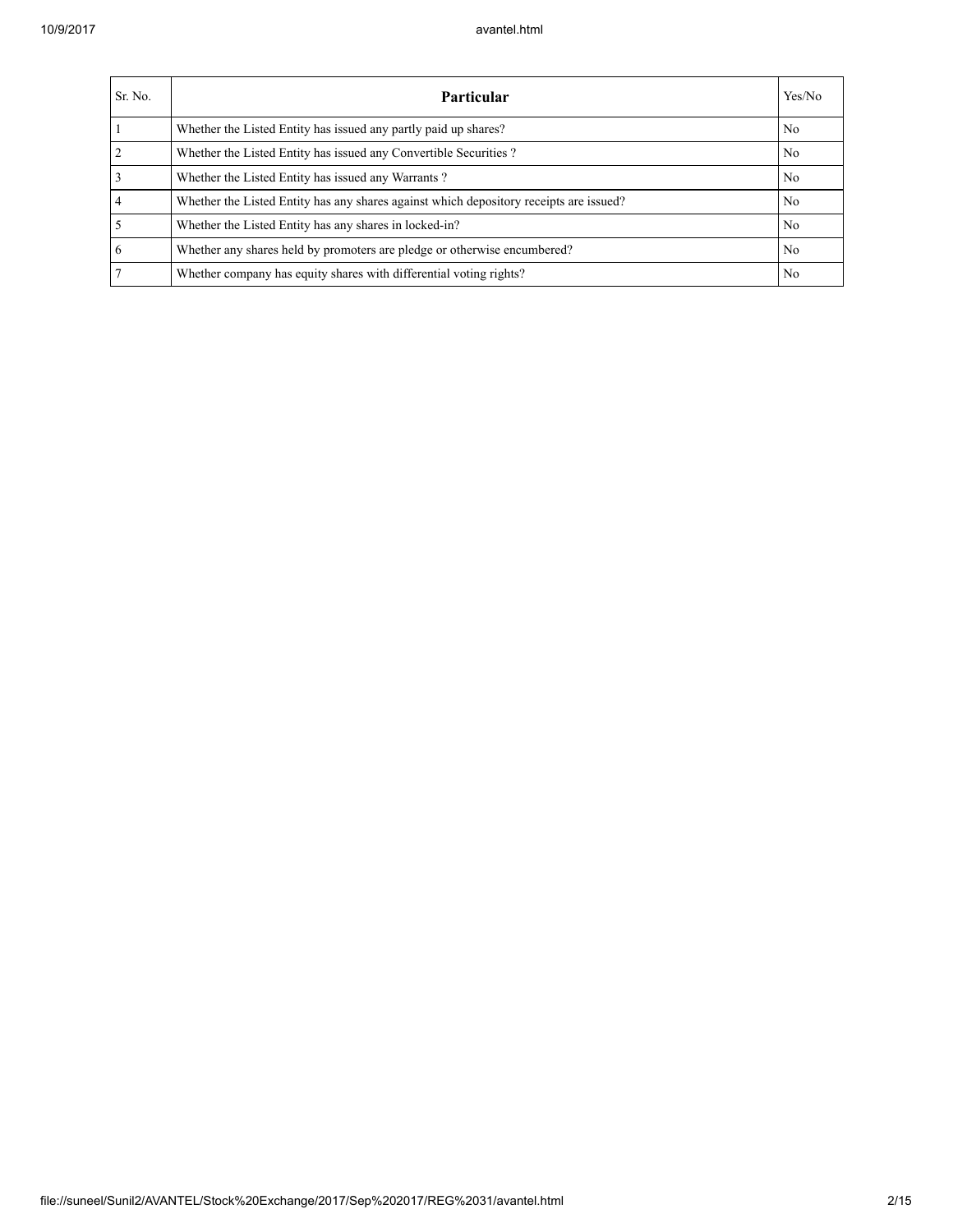| Sr. No. | Particular | Yes/No |
|---|---|---|
| 1 | Whether the Listed Entity has issued any partly paid up shares? | No |
| 2 | Whether the Listed Entity has issued any Convertible Securities ? | No |
| 3 | Whether the Listed Entity has issued any Warrants ? | No |
| 4 | Whether the Listed Entity has any shares against which depository receipts are issued? | No |
| 5 | Whether the Listed Entity has any shares in locked-in? | No |
| 6 | Whether any shares held by promoters are pledge or otherwise encumbered? | No |
| 7 | Whether company has equity shares with differential voting rights? | No |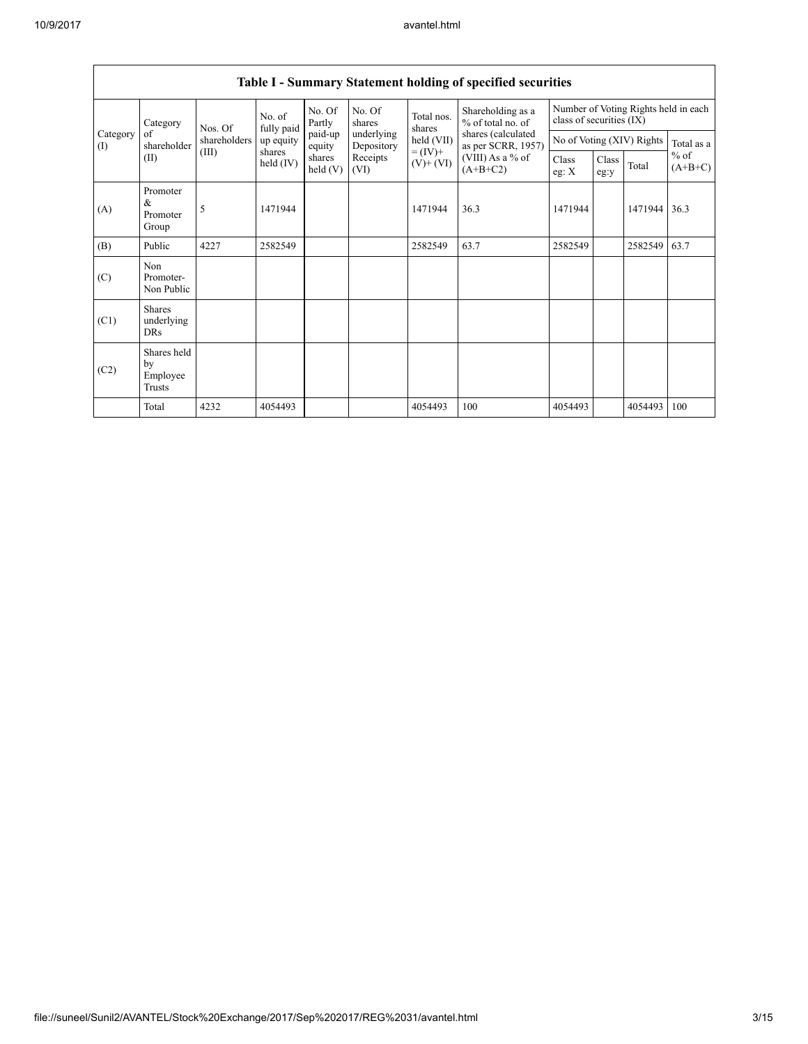| Table I - Summary Statement holding of specified securities | | | | | | | | | | | | |
|---|---|---|---|---|---|---|---|---|---|---|---|---|
| Category (I) | Category of shareholder (II) | Nos. Of shareholders (III) | No. of fully paid up equity shares held (IV) | No. Of Partly paid-up equity shares held (V) | No. Of shares underlying Depository Receipts (VI) | Total nos. shares held (VII) = (IV)+ (V)+ (VI) | Shareholding as a % of total no. of shares (calculated as per SCRR, 1957) (VIII) As a % of (A+B+C2) | Number of Voting Rights held in each class of securities (IX) | | | |
| | | | | | | | | No of Voting (XIV) Rights | | | Total as a % of (A+B+C) |
| | | | | | | | | Class eg: X | Class eg:y | Total | |
| (A) | Promoter & Promoter Group | 5 | 1471944 | | | 1471944 | 36.3 | 1471944 | | 1471944 | 36.3 |
| (B) | Public | 4227 | 2582549 | | | 2582549 | 63.7 | 2582549 | | 2582549 | 63.7 |
| (C) | Non Promoter- Non Public | | | | | | | | | | |
| (C1) | Shares underlying DRs | | | | | | | | | | |
| (C2) | Shares held by Employee Trusts | | | | | | | | | | |
| | Total | 4232 | 4054493 | | | 4054493 | 100 | 4054493 | | 4054493 | 100 |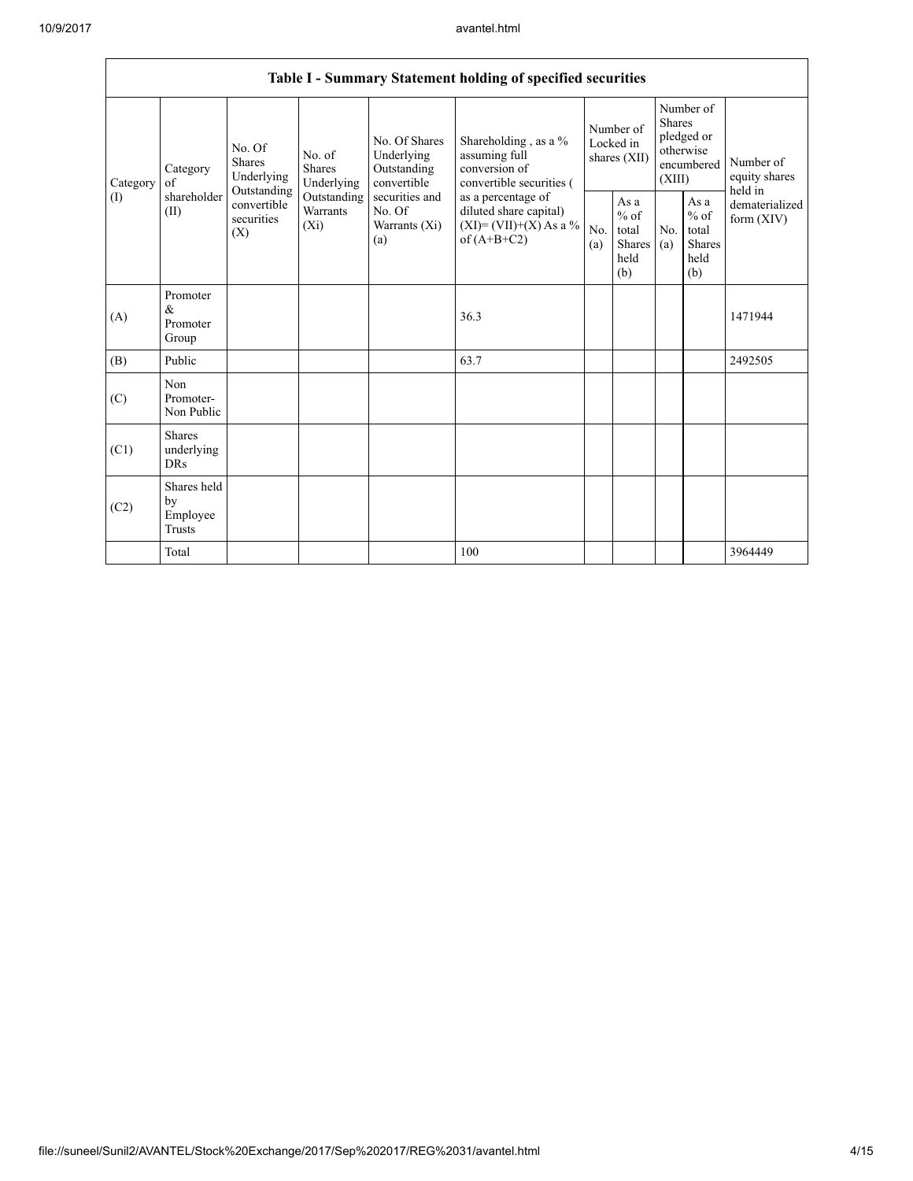| Table I - Summary Statement holding of specified securities | | | | | | | | | | |
|---|---|---|---|---|---|---|---|---|---|---|
| Category (I) | Category of shareholder (II) | No. Of Shares Underlying Outstanding convertible securities (X) | No. of Shares Underlying Outstanding Warrants (Xi) | No. Of Shares Underlying Outstanding convertible securities and No. Of Warrants (Xi) (a) | Shareholding , as a % assuming full conversion of convertible securities ( as a percentage of diluted share capital) (XI)= (VII)+(X) As a % of (A+B+C2) | Number of Locked in shares (XII) | | Number of Shares pledged or otherwise encumbered (XIII) | | Number of equity shares held in dematerialized form (XIV) |
| | | | | | | No. (a) | As a % of total Shares held (b) | No. (a) | As a % of total Shares held (b) | |
| (A) | Promoter & Promoter Group | | | | 36.3 | | | | | 1471944 |
| (B) | Public | | | | 63.7 | | | | | 2492505 |
| (C) | Non Promoter- Non Public | | | | | | | | | |
| (C1) | Shares underlying DRs | | | | | | | | | |
| (C2) | Shares held by Employee Trusts | | | | | | | | | |
| | Total | | | | 100 | | | | | 3964449 |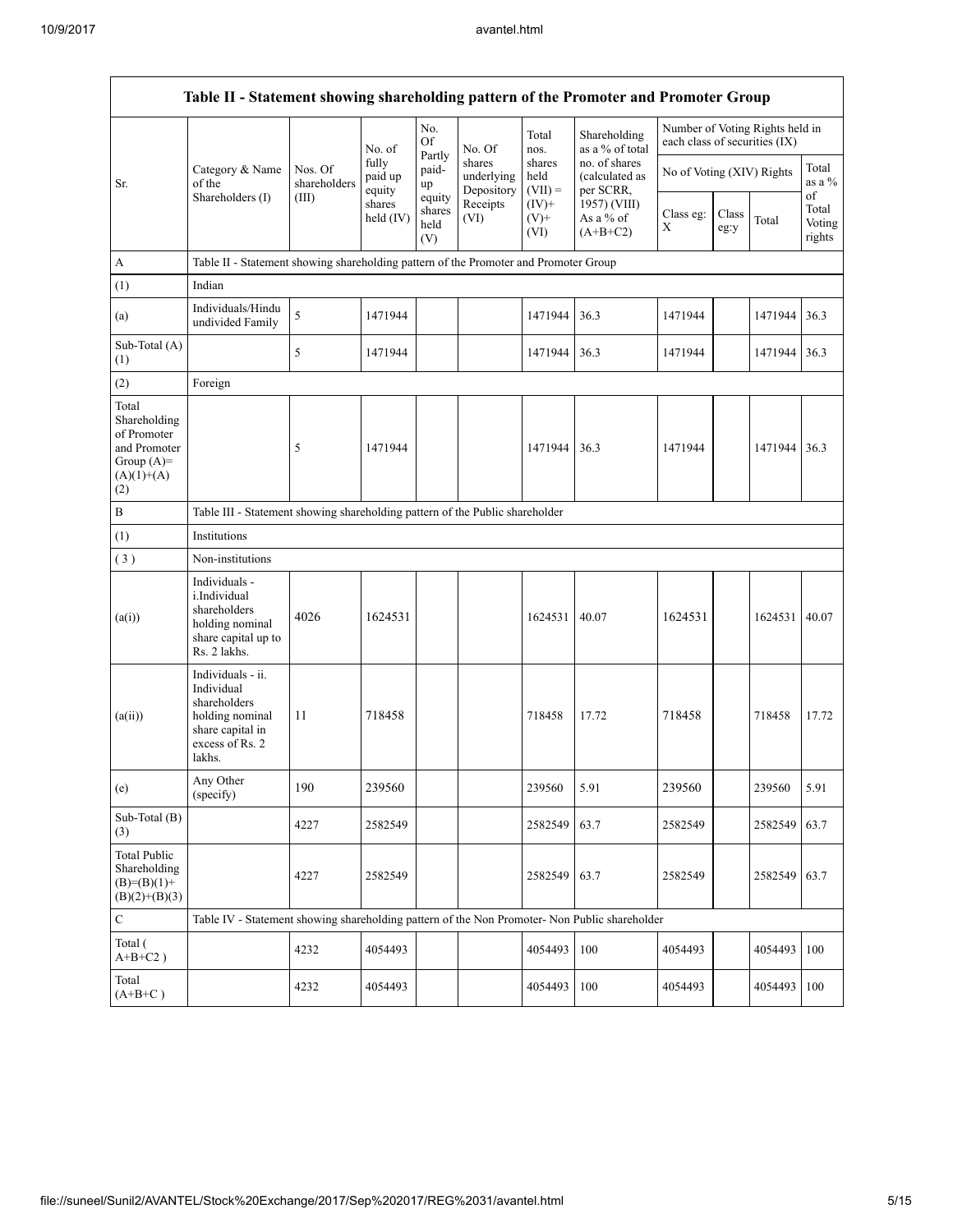| Table II - Statement showing shareholding pattern of the Promoter and Promoter Group | | | | | | | | | | | |
|---|---|---|---|---|---|---|---|---|---|---|---|
| Sr. | Category & Name of the Shareholders (I) | Nos. Of shareholders (III) | No. of fully paid up equity shares held (IV) | No. Of Partly paid-up equity shares held (V) | No. Of shares underlying Depository Receipts (VI) | Total nos. shares held (VII) = (IV)+ (V)+ (VI) | Shareholding as a % of total no. of shares (calculated as per SCRR, 1957) (VIII) As a % of (A+B+C2) | Number of Voting Rights held in each class of securities (IX) | | | |
| | | | | | | | | No of Voting (XIV) Rights | | | Total as a % of Total Voting rights |
| | | | | | | | | Class eg: X | Class eg:y | Total | |
| A | Table II - Statement showing shareholding pattern of the Promoter and Promoter Group | | | | | | | | | | |
| (1) | Indian | | | | | | | | | | |
| (a) | Individuals/Hindu undivided Family | 5 | 1471944 | | | 1471944 | 36.3 | 1471944 | | 1471944 | 36.3 |
| Sub-Total (A) (1) | | 5 | 1471944 | | | 1471944 | 36.3 | 1471944 | | 1471944 | 36.3 |
| (2) | Foreign | | | | | | | | | | |
| Total Shareholding of Promoter and Promoter Group (A)= (A)(1)+(A)(2) | | 5 | 1471944 | | | 1471944 | 36.3 | 1471944 | | 1471944 | 36.3 |
| B | Table III - Statement showing shareholding pattern of the Public shareholder | | | | | | | | | | |
| (1) | Institutions | | | | | | | | | | |
| (3) | Non-institutions | | | | | | | | | | |
| (a(i)) | Individuals - i.Individual shareholders holding nominal share capital up to Rs. 2 lakhs. | 4026 | 1624531 | | | 1624531 | 40.07 | 1624531 | | 1624531 | 40.07 |
| (a(ii)) | Individuals - ii. Individual shareholders holding nominal share capital in excess of Rs. 2 lakhs. | 11 | 718458 | | | 718458 | 17.72 | 718458 | | 718458 | 17.72 |
| (e) | Any Other (specify) | 190 | 239560 | | | 239560 | 5.91 | 239560 | | 239560 | 5.91 |
| Sub-Total (B) (3) | | 4227 | 2582549 | | | 2582549 | 63.7 | 2582549 | | 2582549 | 63.7 |
| Total Public Shareholding (B)=(B)(1)+(B)(2)+(B)(3) | | 4227 | 2582549 | | | 2582549 | 63.7 | 2582549 | | 2582549 | 63.7 |
| C | Table IV - Statement showing shareholding pattern of the Non Promoter- Non Public shareholder | | | | | | | | | | |
| Total ( A+B+C2 ) | | 4232 | 4054493 | | | 4054493 | 100 | 4054493 | | 4054493 | 100 |
| Total (A+B+C ) | | 4232 | 4054493 | | | 4054493 | 100 | 4054493 | | 4054493 | 100 |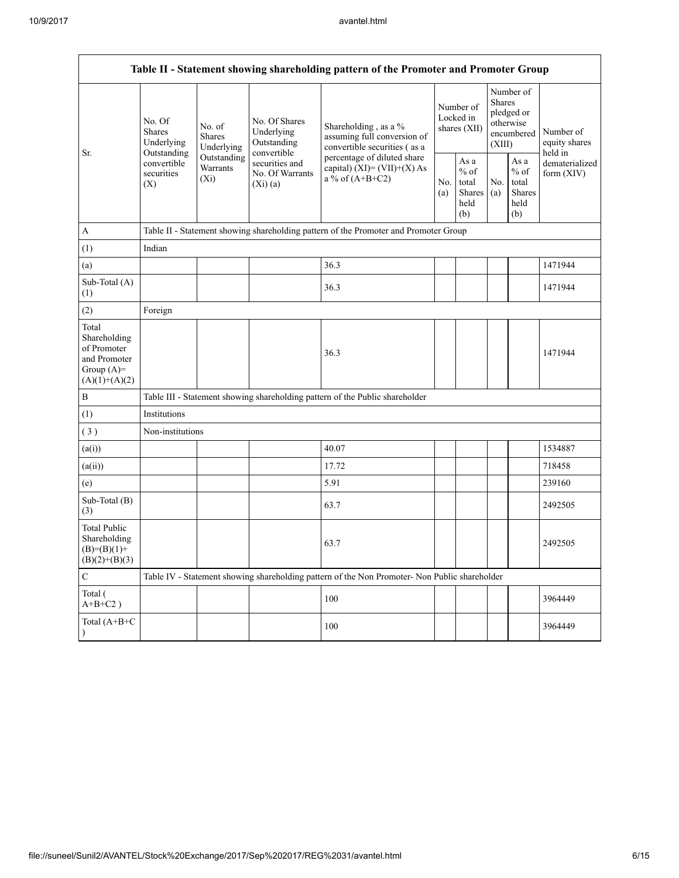| Table II - Statement showing shareholding pattern of the Promoter and Promoter Group | | | | | | | | | |
|---|---|---|---|---|---|---|---|---|---|
| Sr. | No. Of Shares Underlying Outstanding convertible securities (X) | No. of Shares Underlying Outstanding Warrants (Xi) | No. Of Shares Underlying Outstanding convertible securities and No. Of Warrants (Xi) (a) | Shareholding , as a % assuming full conversion of convertible securities ( as a percentage of diluted share capital) (XI)= (VII)+(X) As a % of (A+B+C2) | Number of Locked in shares (XII) | | Number of Shares pledged or otherwise encumbered (XIII) | | Number of equity shares held in dematerialized form (XIV) |
| | | | | | No. (a) | As a % of total Shares held (b) | No. (a) | As a % of total Shares held (b) | |
| A | Table II - Statement showing shareholding pattern of the Promoter and Promoter Group | | | | | | | | |
| (1) | Indian | | | | | | | | |
| (a) | | | | 36.3 | | | | | 1471944 |
| Sub-Total (A) (1) | | | | 36.3 | | | | | 1471944 |
| (2) | Foreign | | | | | | | | |
| Total Shareholding of Promoter and Promoter Group (A)= (A)(1)+(A)(2) | | | | 36.3 | | | | | 1471944 |
| B | Table III - Statement showing shareholding pattern of the Public shareholder | | | | | | | | |
| (1) | Institutions | | | | | | | | |
| ( 3 ) | Non-institutions | | | | | | | | |
| (a(i)) | | | | 40.07 | | | | | 1534887 |
| (a(ii)) | | | | 17.72 | | | | | 718458 |
| (e) | | | | 5.91 | | | | | 239160 |
| Sub-Total (B) (3) | | | | 63.7 | | | | | 2492505 |
| Total Public Shareholding (B)=(B)(1)+ (B)(2)+(B)(3) | | | | 63.7 | | | | | 2492505 |
| C | Table IV - Statement showing shareholding pattern of the Non Promoter- Non Public shareholder | | | | | | | | |
| Total ( A+B+C2 ) | | | | 100 | | | | | 3964449 |
| Total (A+B+C ) | | | | 100 | | | | | 3964449 |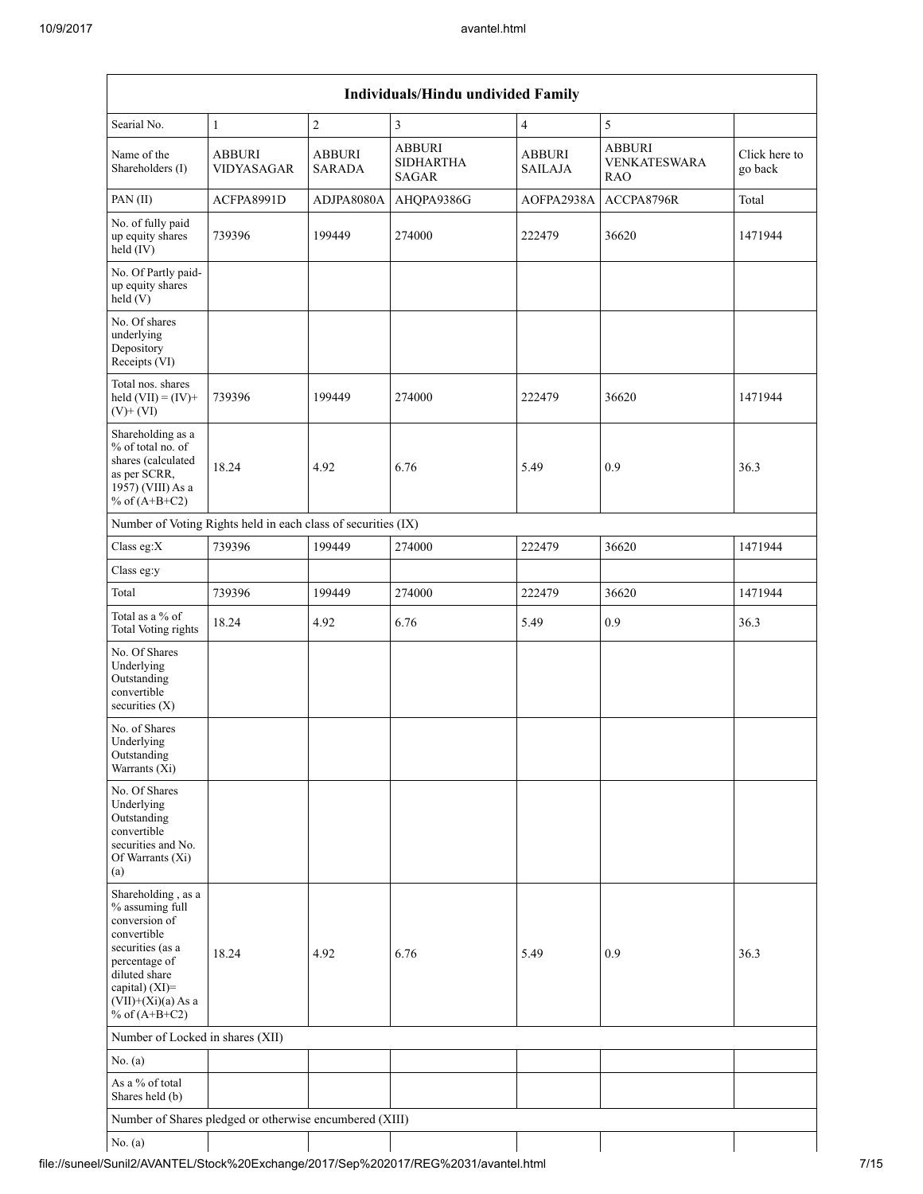| Individuals/Hindu undivided Family | | | | | | |
|---|---|---|---|---|---|---|
| Searial No. | 1 | 2 | 3 | 4 | 5 | |
| Name of the Shareholders (I) | ABBURI VIDYASAGAR | ABBURI SARADA | ABBURI SIDHARTHA SAGAR | ABBURI SAILAJA | ABBURI VENKATESWARA RAO | Click here to go back |
| PAN (II) | ACFPA8991D | ADJPA8080A | AHQPA9386G | AOFPA2938A | ACCPA8796R | Total |
| No. of fully paid up equity shares held (IV) | 739396 | 199449 | 274000 | 222479 | 36620 | 1471944 |
| No. Of Partly paid-up equity shares held (V) | | | | | | |
| No. Of shares underlying Depository Receipts (VI) | | | | | | |
| Total nos. shares held (VII) = (IV)+(V)+ (VI) | 739396 | 199449 | 274000 | 222479 | 36620 | 1471944 |
| Shareholding as a % of total no. of shares (calculated as per SCRR, 1957) (VIII) As a % of (A+B+C2) | 18.24 | 4.92 | 6.76 | 5.49 | 0.9 | 36.3 |
| Number of Voting Rights held in each class of securities (IX) | | | | | | |
| Class eg:X | 739396 | 199449 | 274000 | 222479 | 36620 | 1471944 |
| Class eg:y | | | | | | |
| Total | 739396 | 199449 | 274000 | 222479 | 36620 | 1471944 |
| Total as a % of Total Voting rights | 18.24 | 4.92 | 6.76 | 5.49 | 0.9 | 36.3 |
| No. Of Shares Underlying Outstanding convertible securities (X) | | | | | | |
| No. of Shares Underlying Outstanding Warrants (Xi) | | | | | | |
| No. Of Shares Underlying Outstanding convertible securities and No. Of Warrants (Xi) (a) | | | | | | |
| Shareholding , as a % assuming full conversion of convertible securities (as a percentage of diluted share capital) (XI)= (VII)+(Xi)(a) As a % of (A+B+C2) | 18.24 | 4.92 | 6.76 | 5.49 | 0.9 | 36.3 |
| Number of Locked in shares (XII) | | | | | | |
| No. (a) | | | | | | |
| As a % of total Shares held (b) | | | | | | |
| Number of Shares pledged or otherwise encumbered (XIII) | | | | | | |
| No. (a) | | | | | | |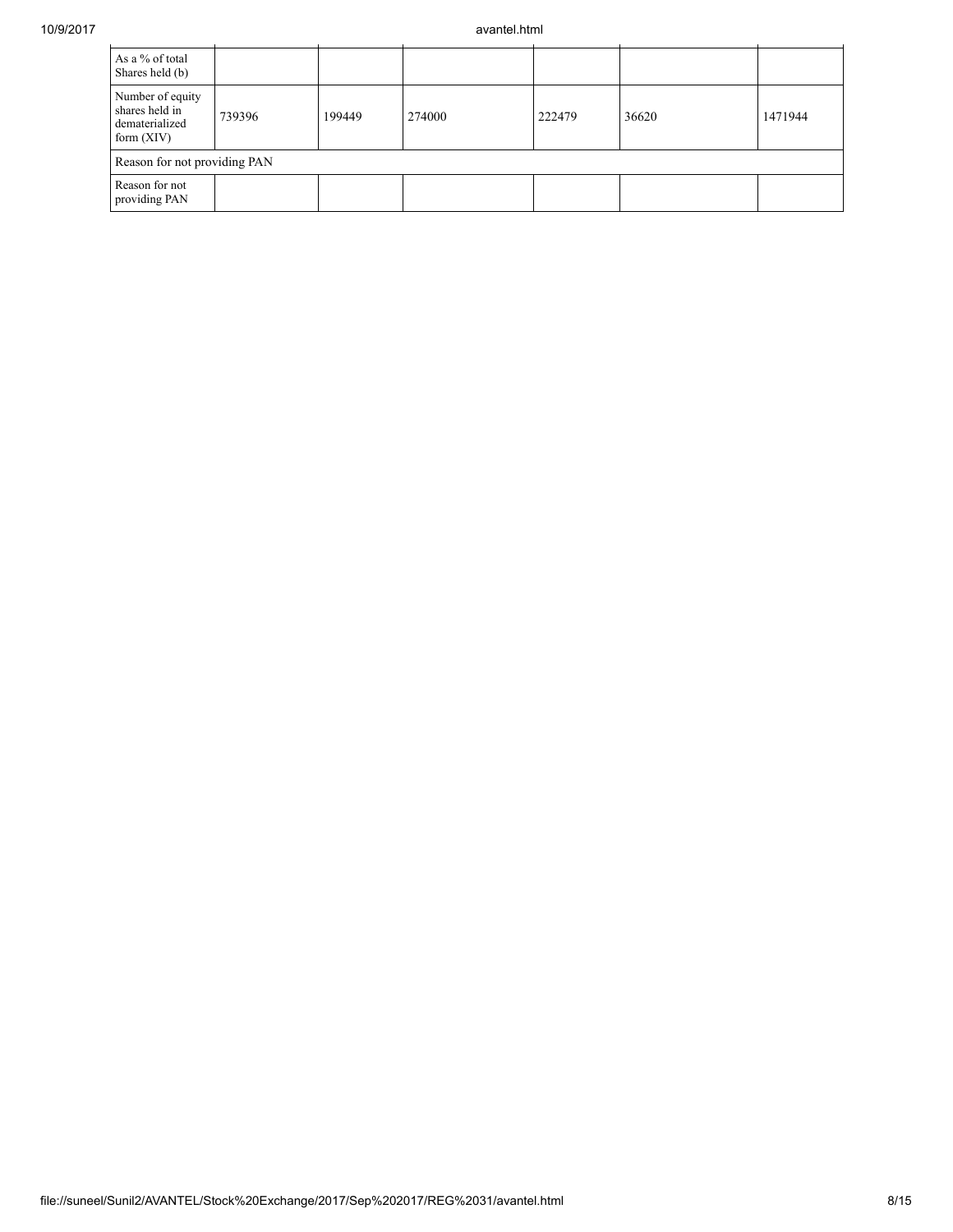| As a % of total Shares held (b) | | | | | | |
|---|---|---|---|---|---|---|
| Number of equity shares held in dematerialized form (XIV) | 739396 | 199449 | 274000 | 222479 | 36620 | 1471944 |
| Reason for not providing PAN | | | | | | |
| Reason for not providing PAN | | | | | | |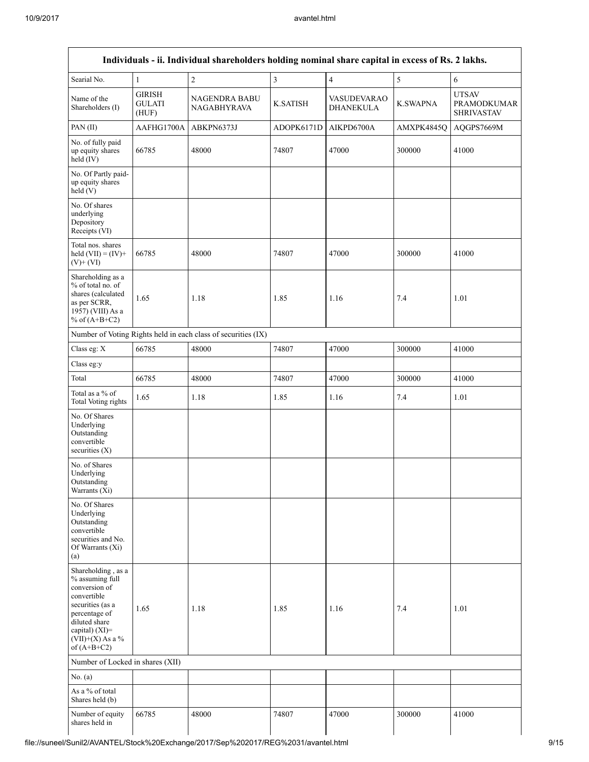| Individuals - ii. Individual shareholders holding nominal share capital in excess of Rs. 2 lakhs. | | | | | | |
|---|---|---|---|---|---|---|
| Searial No. | 1 | 2 | 3 | 4 | 5 | 6 |
| Name of the Shareholders (I) | GIRISH GULATI (HUF) | NAGENDRA BABU NAGABHYRAVA | K.SATISH | VASUDEVARAO DHANEKULA | K.SWAPNA | UTSAV PRAMODKUMAR SHRIVASTAV |
| PAN (II) | AAFHG1700A | ABKPN6373J | ADOPK6171D | AIKPD6700A | AMXPK4845Q | AQGPS7669M |
| No. of fully paid up equity shares held (IV) | 66785 | 48000 | 74807 | 47000 | 300000 | 41000 |
| No. Of Partly paid-up equity shares held (V) | | | | | | |
| No. Of shares underlying Depository Receipts (VI) | | | | | | |
| Total nos. shares held (VII) = (IV)+ (V)+ (VI) | 66785 | 48000 | 74807 | 47000 | 300000 | 41000 |
| Shareholding as a % of total no. of shares (calculated as per SCRR, 1957) (VIII) As a % of (A+B+C2) | 1.65 | 1.18 | 1.85 | 1.16 | 7.4 | 1.01 |
| Number of Voting Rights held in each class of securities (IX) | | | | | | |
| Class eg: X | 66785 | 48000 | 74807 | 47000 | 300000 | 41000 |
| Class eg:y | | | | | | |
| Total | 66785 | 48000 | 74807 | 47000 | 300000 | 41000 |
| Total as a % of Total Voting rights | 1.65 | 1.18 | 1.85 | 1.16 | 7.4 | 1.01 |
| No. Of Shares Underlying Outstanding convertible securities (X) | | | | | | |
| No. of Shares Underlying Outstanding Warrants (Xi) | | | | | | |
| No. Of Shares Underlying Outstanding convertible securities and No. Of Warrants (Xi) (a) | | | | | | |
| Shareholding , as a % assuming full conversion of convertible securities (as a percentage of diluted share capital) (XI)= (VII)+(X) As a % of (A+B+C2) | 1.65 | 1.18 | 1.85 | 1.16 | 7.4 | 1.01 |
| Number of Locked in shares (XII) | | | | | | |
| No. (a) | | | | | | |
| As a % of total Shares held (b) | | | | | | |
| Number of equity shares held in | 66785 | 48000 | 74807 | 47000 | 300000 | 41000 |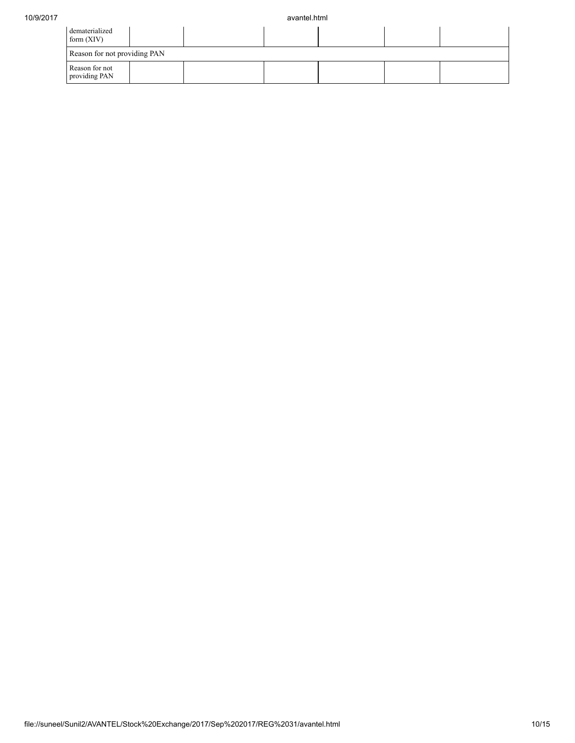| dematerialized form (XIV) | | | | | | |
|---|---|---|---|---|---|---|
| Reason for not providing PAN | | | | | | |
| Reason for not providing PAN | | | | | | |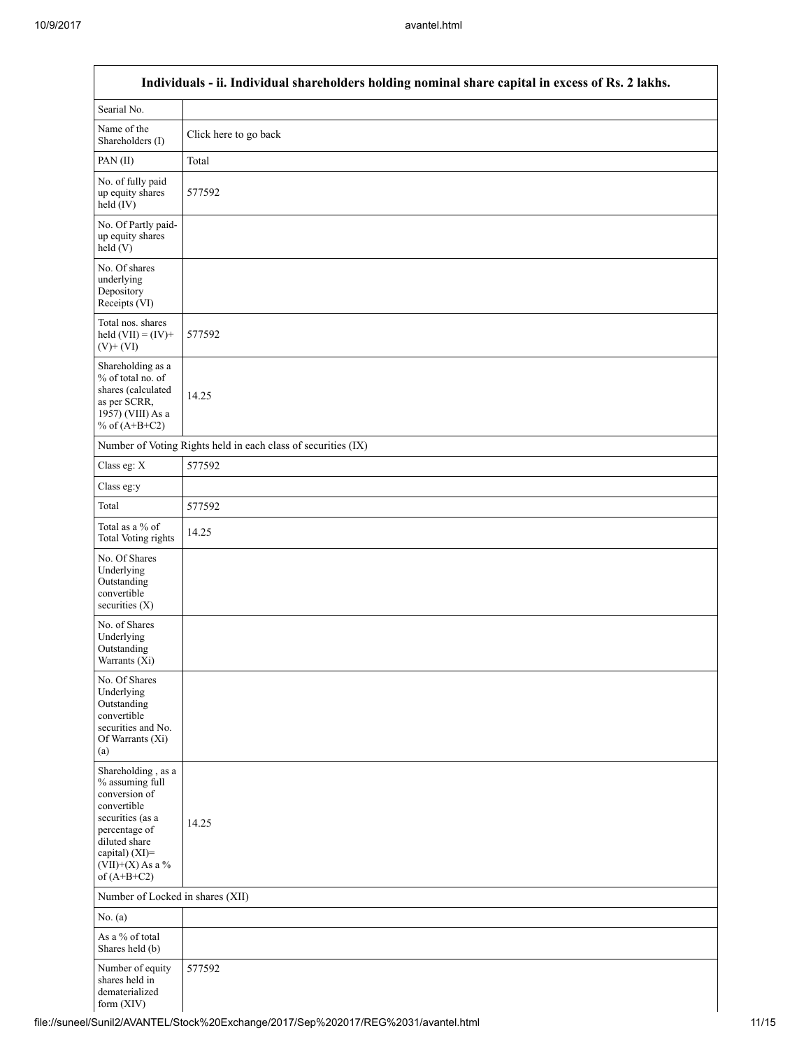| Individuals - ii. Individual shareholders holding nominal share capital in excess of Rs. 2 lakhs. | |
|---|---|
| Searial No. | |
| Name of the Shareholders (I) | Click here to go back |
| PAN (II) | Total |
| No. of fully paid up equity shares held (IV) | 577592 |
| No. Of Partly paid-up equity shares held (V) | |
| No. Of shares underlying Depository Receipts (VI) | |
| Total nos. shares held (VII) = (IV)+ (V)+ (VI) | 577592 |
| Shareholding as a % of total no. of shares (calculated as per SCRR, 1957) (VIII) As a % of (A+B+C2) | 14.25 |
| Number of Voting Rights held in each class of securities (IX) | |
| Class eg: X | 577592 |
| Class eg:y | |
| Total | 577592 |
| Total as a % of Total Voting rights | 14.25 |
| No. Of Shares Underlying Outstanding convertible securities (X) | |
| No. of Shares Underlying Outstanding Warrants (Xi) | |
| No. Of Shares Underlying Outstanding convertible securities and No. Of Warrants (Xi) (a) | |
| Shareholding , as a % assuming full conversion of convertible securities (as a percentage of diluted share capital) (XI)= (VII)+(X) As a % of (A+B+C2) | 14.25 |
| Number of Locked in shares (XII) | |
| No. (a) | |
| As a % of total Shares held (b) | |
| Number of equity shares held in dematerialized form (XIV) | 577592 |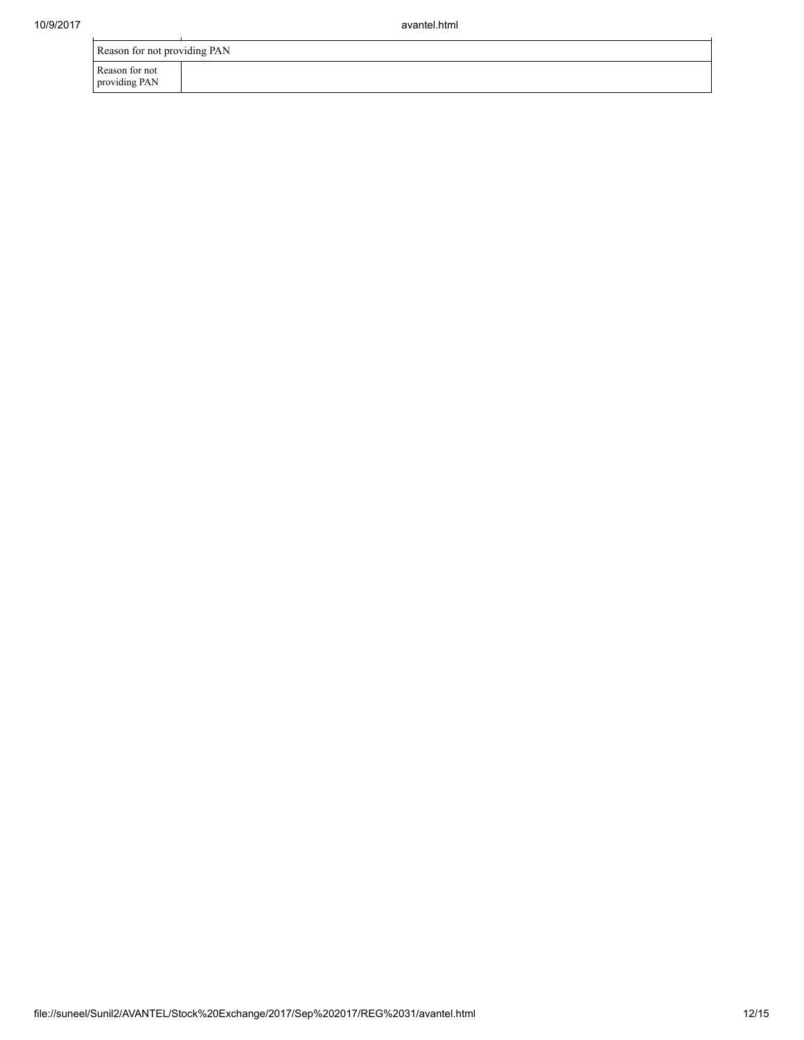| Reason for not providing PAN | |
|---|---|
| Reason for not providing PAN | |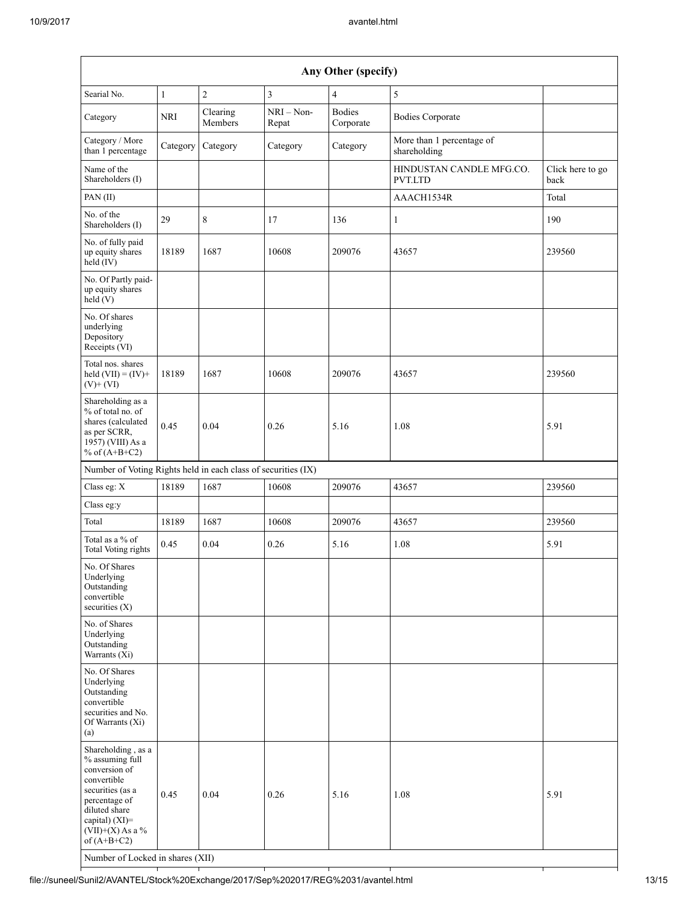| Any Other (specify) | | | | | | |
|---|---|---|---|---|---|---|
| Searial No. | 1 | 2 | 3 | 4 | 5 | |
| Category | NRI | Clearing Members | NRI – Non-Repat | Bodies Corporate | Bodies Corporate | |
| Category / More than 1 percentage | Category | Category | Category | Category | More than 1 percentage of shareholding | |
| Name of the Shareholders (I) | | | | | HINDUSTAN CANDLE MFG.CO. PVT.LTD | Click here to go back |
| PAN (II) | | | | | AAACH1534R | Total |
| No. of the Shareholders (I) | 29 | 8 | 17 | 136 | 1 | 190 |
| No. of fully paid up equity shares held (IV) | 18189 | 1687 | 10608 | 209076 | 43657 | 239560 |
| No. Of Partly paid-up equity shares held (V) | | | | | | |
| No. Of shares underlying Depository Receipts (VI) | | | | | | |
| Total nos. shares held (VII) = (IV)+ (V)+ (VI) | 18189 | 1687 | 10608 | 209076 | 43657 | 239560 |
| Shareholding as a % of total no. of shares (calculated as per SCRR, 1957) (VIII) As a % of (A+B+C2) | 0.45 | 0.04 | 0.26 | 5.16 | 1.08 | 5.91 |
| Number of Voting Rights held in each class of securities (IX) | | | | | | |
| Class eg: X | 18189 | 1687 | 10608 | 209076 | 43657 | 239560 |
| Class eg:y | | | | | | |
| Total | 18189 | 1687 | 10608 | 209076 | 43657 | 239560 |
| Total as a % of Total Voting rights | 0.45 | 0.04 | 0.26 | 5.16 | 1.08 | 5.91 |
| No. Of Shares Underlying Outstanding convertible securities (X) | | | | | | |
| No. of Shares Underlying Outstanding Warrants (Xi) | | | | | | |
| No. Of Shares Underlying Outstanding convertible securities and No. Of Warrants (Xi) (a) | | | | | | |
| Shareholding , as a % assuming full conversion of convertible securities (as a percentage of diluted share capital) (XI)= (VII)+(X) As a % of (A+B+C2) | 0.45 | 0.04 | 0.26 | 5.16 | 1.08 | 5.91 |
| Number of Locked in shares (XII) | | | | | | |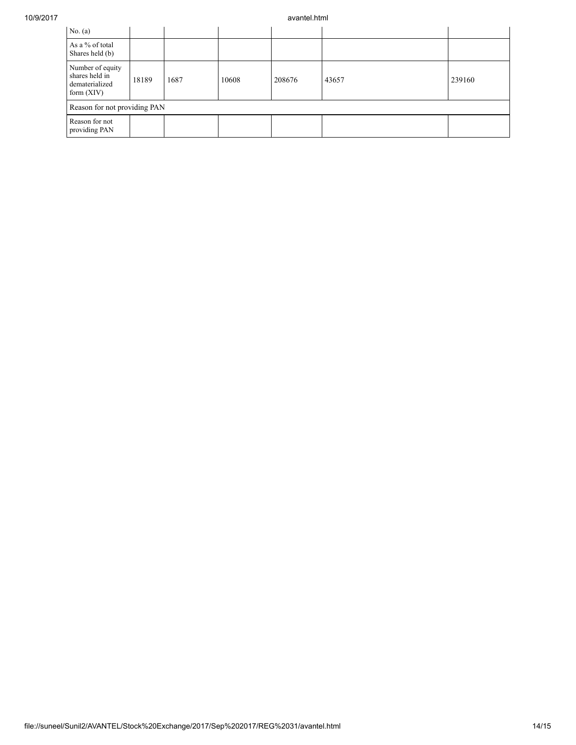| No. (a) | | | | | | |
|---|---|---|---|---|---|---|
| As a % of total Shares held (b) | | | | | | |
| Number of equity shares held in dematerialized form (XIV) | 18189 | 1687 | 10608 | 208676 | 43657 | 239160 |
| Reason for not providing PAN | | | | | | |
| Reason for not providing PAN | | | | | | |